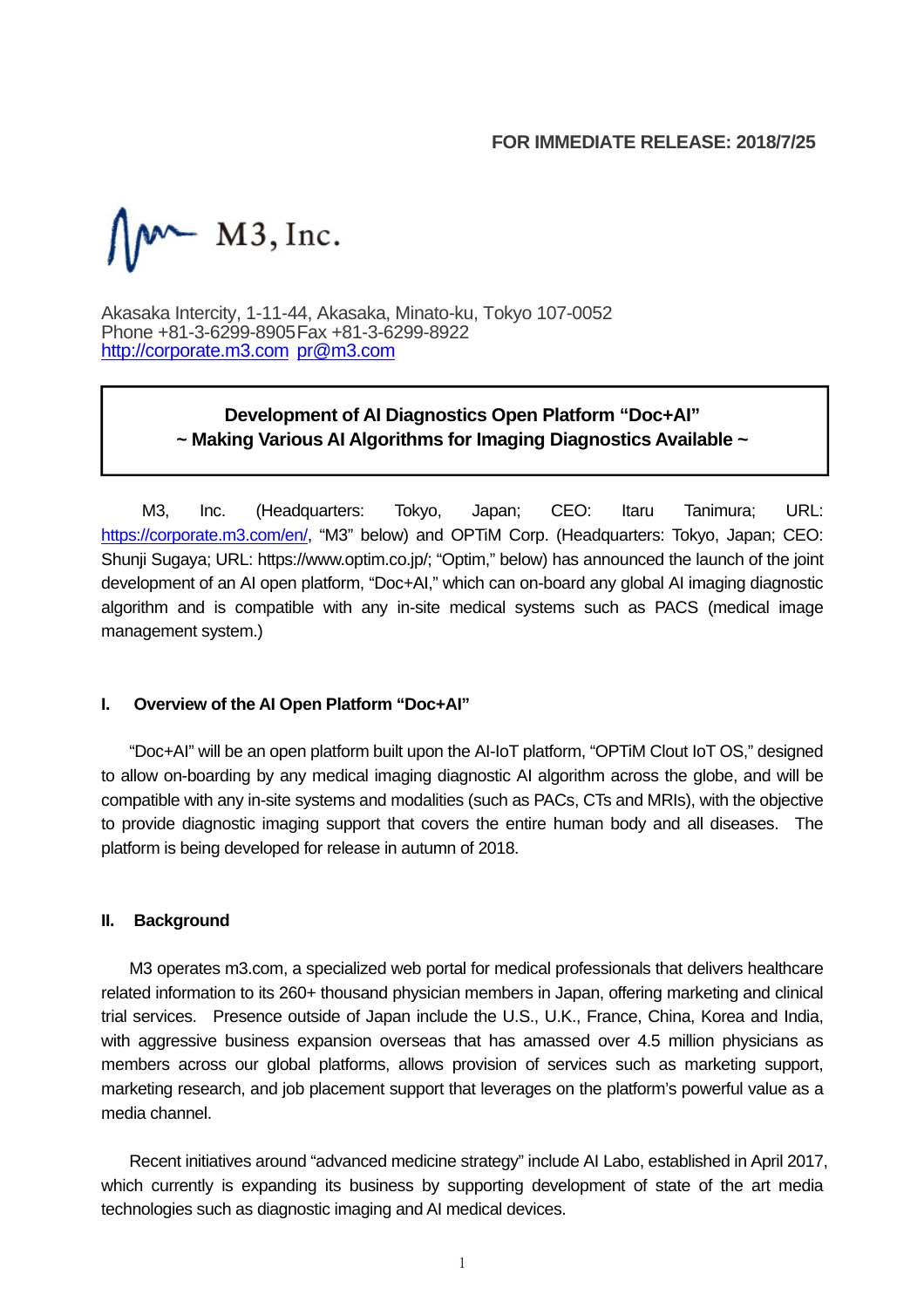FOR IMMEDIATE RELEASE: 2018/7/25

M3, Inc.

Akasaka Intercity, 1-11-44, Akasaka, Minato-ku, Tokyo 107-0052
Phone +81-3-6299-8905 Fax +81-3-6299-8922
http://corporate.m3.com pr@m3.com

**Development of AI Diagnostics Open Platform "Doc+AI"**
**~ Making Various AI Algorithms for Imaging Diagnostics Available ~**

M3, Inc. (Headquarters: Tokyo, Japan; CEO: Itaru Tanimura; URL: https://corporate.m3.com/en/, "M3" below) and OPTiM Corp. (Headquarters: Tokyo, Japan; CEO: Shunji Sugaya; URL: https://www.optim.co.jp/; "Optim," below) has announced the launch of the joint development of an AI open platform, "Doc+AI," which can on-board any global AI imaging diagnostic algorithm and is compatible with any in-site medical systems such as PACS (medical image management system.)

## I. Overview of the AI Open Platform "Doc+AI"

"Doc+AI" will be an open platform built upon the AI-IoT platform, "OPTiM Clout IoT OS," designed to allow on-boarding by any medical imaging diagnostic AI algorithm across the globe, and will be compatible with any in-site systems and modalities (such as PACs, CTs and MRIs), with the objective to provide diagnostic imaging support that covers the entire human body and all diseases. The platform is being developed for release in autumn of 2018.

## II. Background

M3 operates m3.com, a specialized web portal for medical professionals that delivers healthcare related information to its 260+ thousand physician members in Japan, offering marketing and clinical trial services. Presence outside of Japan include the U.S., U.K., France, China, Korea and India, with aggressive business expansion overseas that has amassed over 4.5 million physicians as members across our global platforms, allows provision of services such as marketing support, marketing research, and job placement support that leverages on the platform's powerful value as a media channel.

Recent initiatives around "advanced medicine strategy" include AI Labo, established in April 2017, which currently is expanding its business by supporting development of state of the art media technologies such as diagnostic imaging and AI medical devices.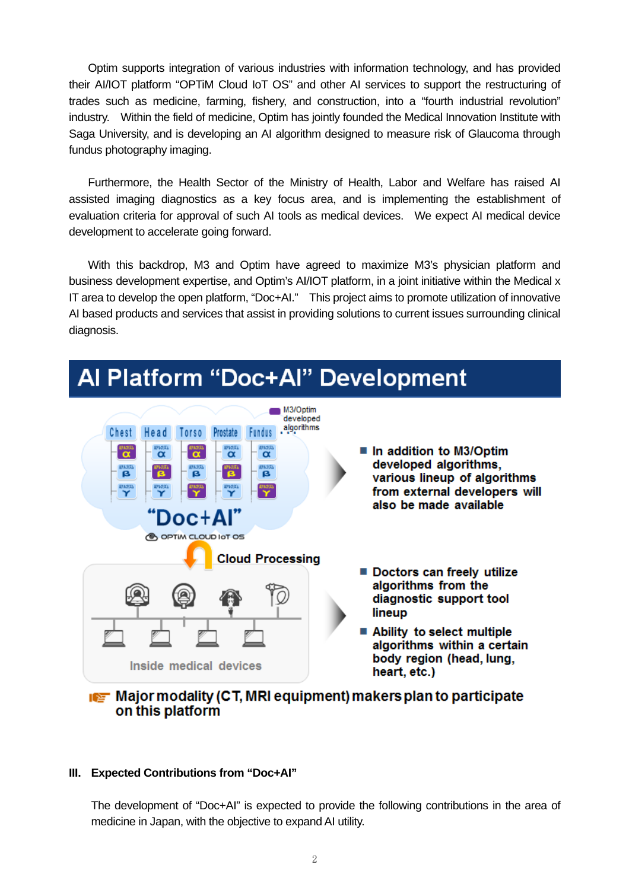Optim supports integration of various industries with information technology, and has provided their AI/IOT platform "OPTiM Cloud IoT OS" and other AI services to support the restructuring of trades such as medicine, farming, fishery, and construction, into a "fourth industrial revolution" industry. Within the field of medicine, Optim has jointly founded the Medical Innovation Institute with Saga University, and is developing an AI algorithm designed to measure risk of Glaucoma through fundus photography imaging.

Furthermore, the Health Sector of the Ministry of Health, Labor and Welfare has raised AI assisted imaging diagnostics as a key focus area, and is implementing the establishment of evaluation criteria for approval of such AI tools as medical devices. We expect AI medical device development to accelerate going forward.

With this backdrop, M3 and Optim have agreed to maximize M3's physician platform and business development expertise, and Optim's AI/IOT platform, in a joint initiative within the Medical x IT area to develop the open platform, "Doc+AI." This project aims to promote utilization of innovative AI based products and services that assist in providing solutions to current issues surrounding clinical diagnosis.

## AI Platform "Doc+AI" Development

M3/Optim developed algorithms

Chest | Head | Torso | Prostate | Fundus

"Doc+AI"

OPTiM CLOUD IoT OS

Cloud Processing

Inside medical devices

- In addition to M3/Optim developed algorithms, various lineup of algorithms from external developers will also be made available

- Doctors can freely utilize algorithms from the diagnostic support tool lineup
- Ability to select multiple algorithms within a certain body region (head, lung, heart, etc.)

**Major modality (CT, MRI equipment) makers plan to participate on this platform**

### III. Expected Contributions from "Doc+AI"

The development of "Doc+AI" is expected to provide the following contributions in the area of medicine in Japan, with the objective to expand AI utility.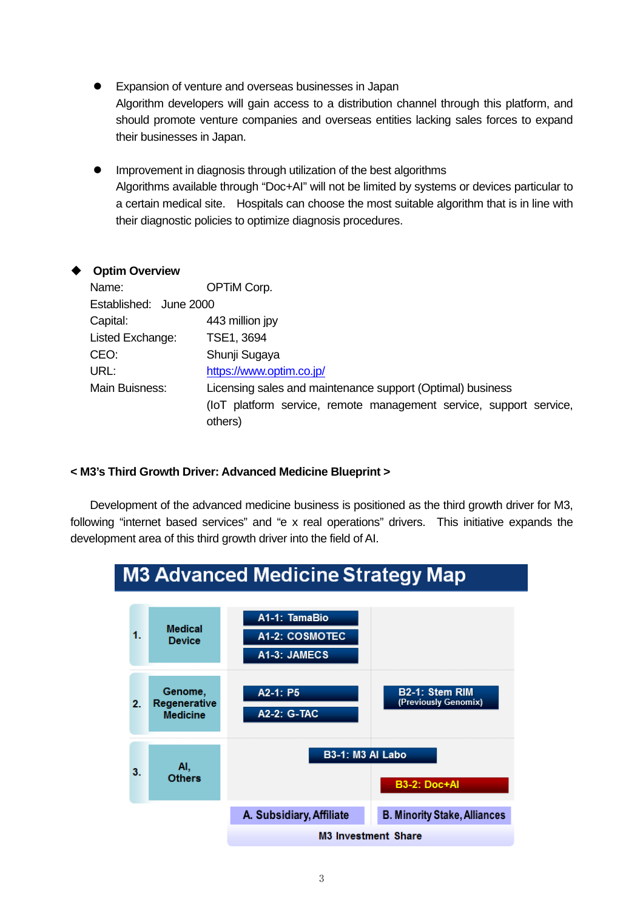- Expansion of venture and overseas businesses in Japan
  Algorithm developers will gain access to a distribution channel through this platform, and should promote venture companies and overseas entities lacking sales forces to expand their businesses in Japan.

- Improvement in diagnosis through utilization of the best algorithms
  Algorithms available through "Doc+AI" will not be limited by systems or devices particular to a certain medical site. Hospitals can choose the most suitable algorithm that is in line with their diagnostic policies to optimize diagnosis procedures.

### ◆ Optim Overview

| | |
|---|---|
| Name: | OPTiM Corp. |
| Established: | June 2000 |
| Capital: | 443 million jpy |
| Listed Exchange: | TSE1, 3694 |
| CEO: | Shunji Sugaya |
| URL: | https://www.optim.co.jp/ |
| Main Buisness: | Licensing sales and maintenance support (Optimal) business (IoT platform service, remote management service, support service, others) |

**< M3's Third Growth Driver: Advanced Medicine Blueprint >**

Development of the advanced medicine business is positioned as the third growth driver for M3, following "internet based services" and "e x real operations" drivers. This initiative expands the development area of this third growth driver into the field of AI.

## M3 Advanced Medicine Strategy Map

| | | A. Subsidiary, Affiliate | B. Minority Stake, Alliances |
|---|---|---|---|
| 1. | Medical Device | A1-1: TamaBio<br>A1-2: COSMOTEC<br>A1-3: JAMECS | |
| 2. | Genome, Regenerative Medicine | A2-1: P5<br>A2-2: G-TAC | B2-1: Stem RIM (Previously Genomix) |
| 3. | AI, Others | B3-1: M3 AI Labo | B3-2: Doc+AI |

M3 Investment Share